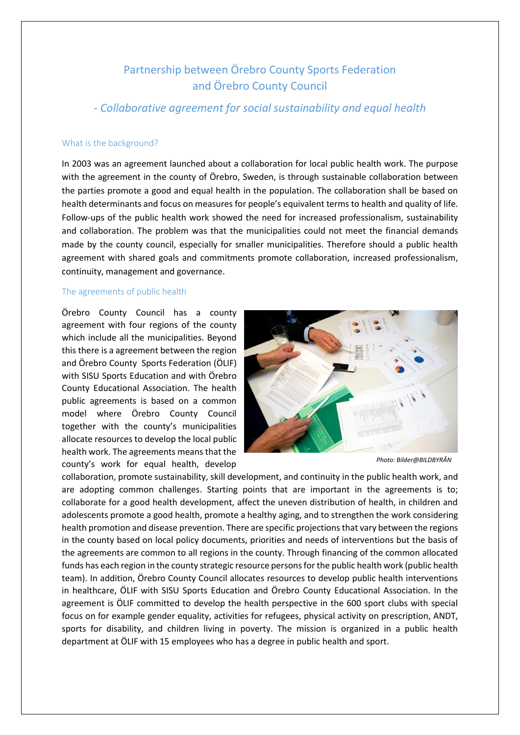# Partnership between Örebro County Sports Federation and Örebro County Council

## *- Collaborative agreement for social sustainability and equal health*

### What is the background?

In 2003 was an agreement launched about a collaboration for local public health work. The purpose with the agreement in the county of Örebro, Sweden, is through sustainable collaboration between the parties promote a good and equal health in the population. The collaboration shall be based on health determinants and focus on measures for people's equivalent terms to health and quality of life. Follow-ups of the public health work showed the need for increased professionalism, sustainability and collaboration. The problem was that the municipalities could not meet the financial demands made by the county council, especially for smaller municipalities. Therefore should a public health agreement with shared goals and commitments promote collaboration, increased professionalism, continuity, management and governance.

### The agreements of public health

Örebro County Council has a county agreement with four regions of the county which include all the municipalities. Beyond this there is a agreement between the region and Örebro County Sports Federation (ÖLIF) with SISU Sports Education and with Örebro County Educational Association. The health public agreements is based on a common model where Örebro County Council together with the county's municipalities allocate resources to develop the local public health work. The agreements means that the county's work for equal health, develop collaboration, promote sustainability, skill development, and continuity in the public health work, and are adopting common challenges. Starting points that are important in the agreements is to; collaborate for a good health development, affect the uneven distribution of health, in children and adolescents promote a good health, promote a healthy aging, and to strengthen the work considering health promotion and disease prevention. There are specific projections that vary between the regions in the county based on local policy documents, priorities and needs of interventions but the basis of the agreements are common to all regions in the county. Through financing of the common allocated funds has each region in the county strategic resource persons for the public health work (public health team). In addition, Örebro County Council allocates resources to develop public health interventions in healthcare, ÖLIF with SISU Sports Education and Örebro County Educational Association. In the agreement is ÖLIF committed to develop the health perspective in the 600 sport clubs with special focus on for example gender equality, activities for refugees, physical activity on prescription, ANDT, sports for disability, and children living in poverty. The mission is organized in a public health department at ÖLIF with 15 employees who has a degree in public health and sport.

*Photo: Bilder@BILDBYRÅN*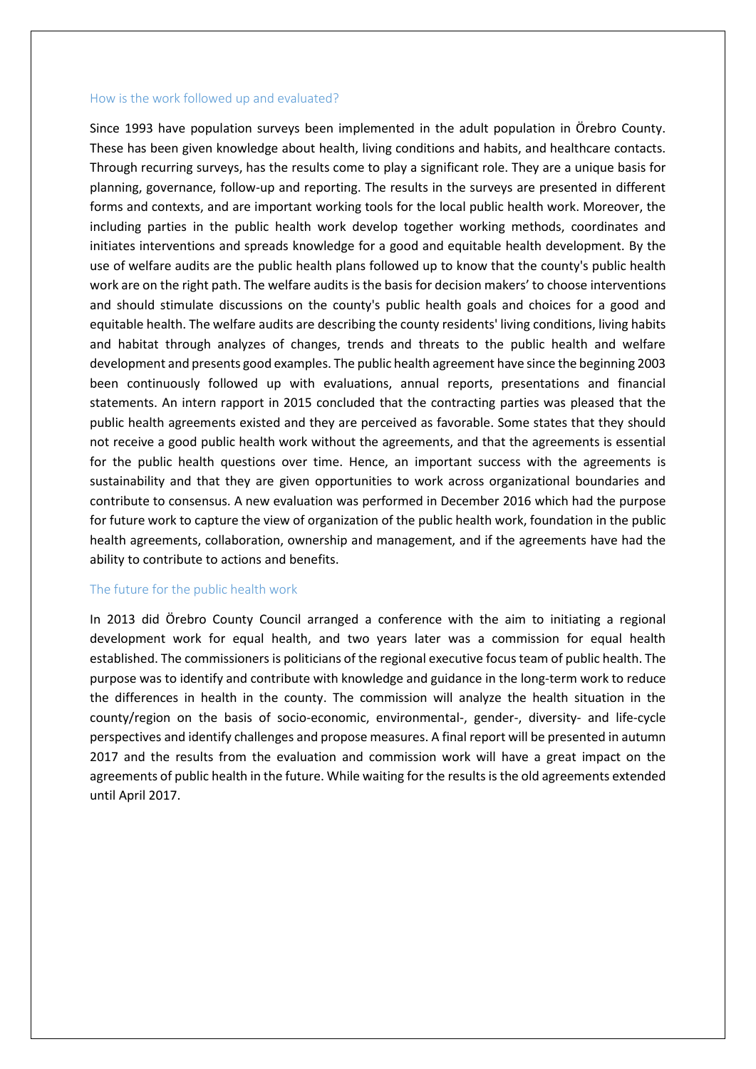## How is the work followed up and evaluated?

Since 1993 have population surveys been implemented in the adult population in Örebro County. These has been given knowledge about health, living conditions and habits, and healthcare contacts. Through recurring surveys, has the results come to play a significant role. They are a unique basis for planning, governance, follow-up and reporting. The results in the surveys are presented in different forms and contexts, and are important working tools for the local public health work. Moreover, the including parties in the public health work develop together working methods, coordinates and initiates interventions and spreads knowledge for a good and equitable health development. By the use of welfare audits are the public health plans followed up to know that the county's public health work are on the right path. The welfare audits is the basis for decision makers' to choose interventions and should stimulate discussions on the county's public health goals and choices for a good and equitable health. The welfare audits are describing the county residents' living conditions, living habits and habitat through analyzes of changes, trends and threats to the public health and welfare development and presents good examples. The public health agreement have since the beginning 2003 been continuously followed up with evaluations, annual reports, presentations and financial statements. An intern rapport in 2015 concluded that the contracting parties was pleased that the public health agreements existed and they are perceived as favorable. Some states that they should not receive a good public health work without the agreements, and that the agreements is essential for the public health questions over time. Hence, an important success with the agreements is sustainability and that they are given opportunities to work across organizational boundaries and contribute to consensus. A new evaluation was performed in December 2016 which had the purpose for future work to capture the view of organization of the public health work, foundation in the public health agreements, collaboration, ownership and management, and if the agreements have had the ability to contribute to actions and benefits.

## The future for the public health work

In 2013 did Örebro County Council arranged a conference with the aim to initiating a regional development work for equal health, and two years later was a commission for equal health established. The commissioners is politicians of the regional executive focus team of public health. The purpose was to identify and contribute with knowledge and guidance in the long-term work to reduce the differences in health in the county. The commission will analyze the health situation in the county/region on the basis of socio-economic, environmental-, gender-, diversity- and life-cycle perspectives and identify challenges and propose measures. A final report will be presented in autumn 2017 and the results from the evaluation and commission work will have a great impact on the agreements of public health in the future. While waiting for the results is the old agreements extended until April 2017.